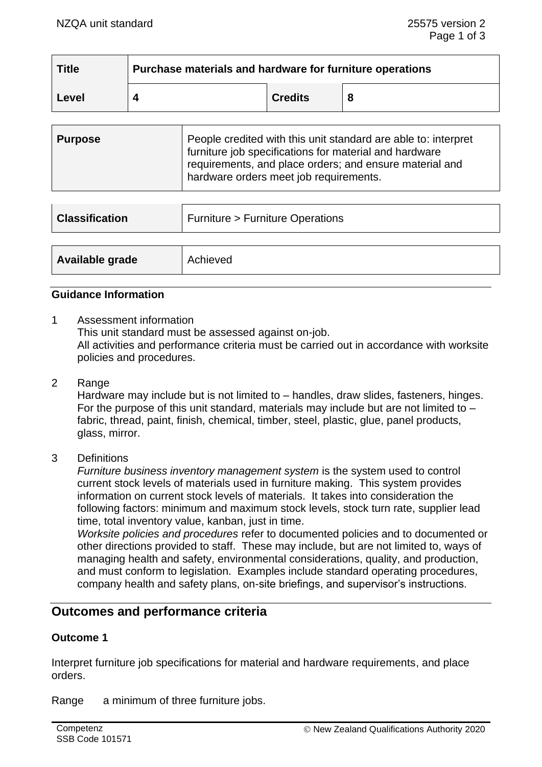| Title | Purchase materials and hardware for furniture operations | | |
|---|---|---|---|
| Level | 4 | Credits | 8 |

| Purpose | People credited with this unit standard are able to: interpret furniture job specifications for material and hardware requirements, and place orders; and ensure material and hardware orders meet job requirements. |
|---|---|

| Classification | Furniture > Furniture Operations |
|---|---|

| Available grade | Achieved |
|---|---|

### Guidance Information

1 Assessment information
This unit standard must be assessed against on-job.
All activities and performance criteria must be carried out in accordance with worksite policies and procedures.

2 Range
Hardware may include but is not limited to – handles, draw slides, fasteners, hinges.
For the purpose of this unit standard, materials may include but are not limited to – fabric, thread, paint, finish, chemical, timber, steel, plastic, glue, panel products, glass, mirror.

3 Definitions
*Furniture business inventory management system* is the system used to control current stock levels of materials used in furniture making. This system provides information on current stock levels of materials. It takes into consideration the following factors: minimum and maximum stock levels, stock turn rate, supplier lead time, total inventory value, kanban, just in time.
*Worksite policies and procedures* refer to documented policies and to documented or other directions provided to staff. These may include, but are not limited to, ways of managing health and safety, environmental considerations, quality, and production, and must conform to legislation. Examples include standard operating procedures, company health and safety plans, on-site briefings, and supervisor's instructions.

## Outcomes and performance criteria

### Outcome 1

Interpret furniture job specifications for material and hardware requirements, and place orders.

Range a minimum of three furniture jobs.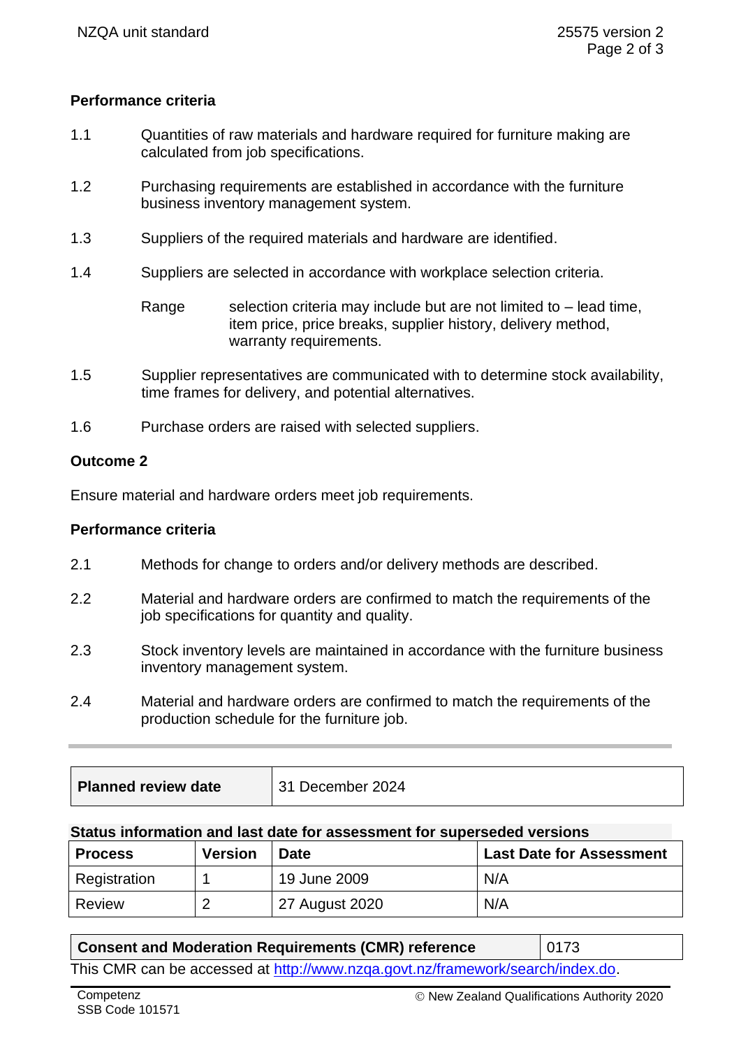**Performance criteria**

1.1 Quantities of raw materials and hardware required for furniture making are calculated from job specifications.

1.2 Purchasing requirements are established in accordance with the furniture business inventory management system.

1.3 Suppliers of the required materials and hardware are identified.

1.4 Suppliers are selected in accordance with workplace selection criteria.

Range: selection criteria may include but are not limited to – lead time, item price, price breaks, supplier history, delivery method, warranty requirements.

1.5 Supplier representatives are communicated with to determine stock availability, time frames for delivery, and potential alternatives.

1.6 Purchase orders are raised with selected suppliers.

## Outcome 2

Ensure material and hardware orders meet job requirements.

**Performance criteria**

2.1 Methods for change to orders and/or delivery methods are described.

2.2 Material and hardware orders are confirmed to match the requirements of the job specifications for quantity and quality.

2.3 Stock inventory levels are maintained in accordance with the furniture business inventory management system.

2.4 Material and hardware orders are confirmed to match the requirements of the production schedule for the furniture job.

| **Planned review date** | 31 December 2024 |
|---|---|

**Status information and last date for assessment for superseded versions**

| Process | Version | Date | Last Date for Assessment |
|---|---|---|---|
| Registration | 1 | 19 June 2009 | N/A |
| Review | 2 | 27 August 2020 | N/A |

| **Consent and Moderation Requirements (CMR) reference** | 0173 |
|---|---|

This CMR can be accessed at http://www.nzqa.govt.nz/framework/search/index.do.

Competenz
SSB Code 101571

© New Zealand Qualifications Authority 2020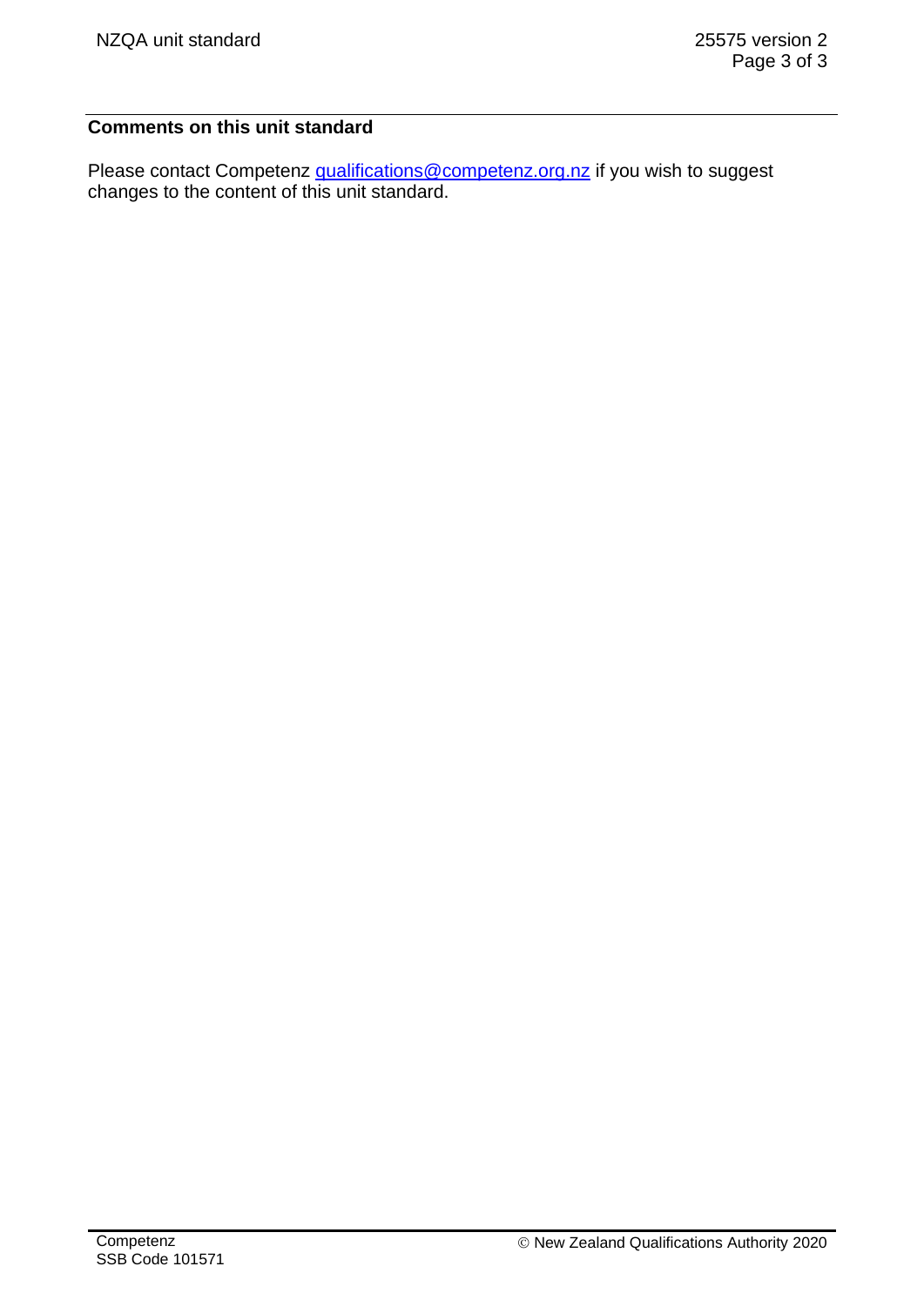## Comments on this unit standard

Please contact Competenz qualifications@competenz.org.nz if you wish to suggest changes to the content of this unit standard.